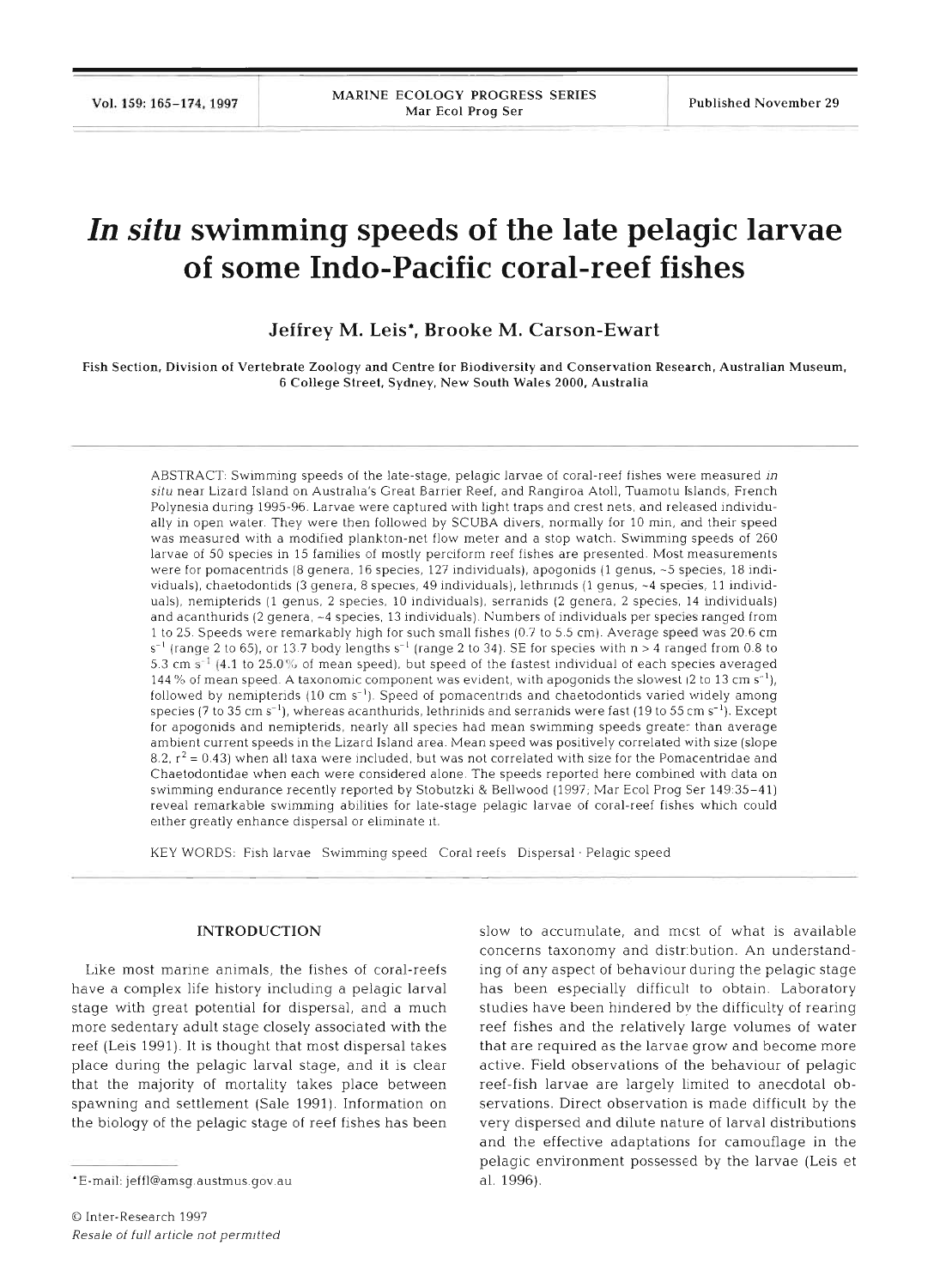# *In situ* swimming speeds of the late pelagic larvae of some Indo-Pacific coral-reef fishes

**Jeffrey M. Leis\*, Brooke M. Carson-Ewart**

Fish Section, Division of Vertebrate Zoology and Centre for Biodiversity and Conservation Research, Australian Museum, 6 College Street, Sydney, New South Wales 2000, Australia

ABSTRACT: Swimming speeds of the late-stage, pelagic larvae of coral-reef fishes were measured *in situ* near Lizard Island on Australia's Great Barrier Reef, and Rangiroa Atoll, Tuamotu Islands, French Polynesia during 1995-96. Larvae were captured with light traps and crest nets, and released individually in open water. They were then followed by SCUBA divers, normally for 10 min, and their speed was measured with a modified plankton-net flow meter and a stop watch. Swimming speeds of 260 larvae of 50 species in 15 families of mostly perciform reef fishes are presented. Most measurements were for pomacentrids (8 genera, 16 species, 127 individuals), apogonids (1 genus, ~5 species, 18 individuals), chaetodontids (3 genera, 8 species, 49 individuals), lethrinids (1 genus, ~4 species, 11 individuals), nemipterids (1 genus, 2 species, 10 individuals), serranids (2 genera, 2 species, 14 individuals) and acanthurids (2 genera, ~4 species, 13 individuals). Numbers of individuals per species ranged from 1 to 25. Speeds were remarkably high for such small fishes (0.7 to 5.5 cm). Average speed was 20.6 cm $s^{-1}$ (range 2 to 65), or 13.7 body lengths $s^{-1}$ (range 2 to 34). SE for species with n > 4 ranged from 0.8 to 5.3 cm $s^{-1}$ (4.1 to 25.0% of mean speed), but speed of the fastest individual of each species averaged 144% of mean speed. A taxonomic component was evident, with apogonids the slowest (2 to 13 cm $s^{-1}$), followed by nemipterids (10 cm $s^{-1}$). Speed of pomacentrids and chaetodontids varied widely among species (7 to 35 cm $s^{-1}$), whereas acanthurids, lethrinids and serranids were fast (19 to 55 cm $s^{-1}$). Except for apogonids and nemipterids, nearly all species had mean swimming speeds greater than average ambient current speeds in the Lizard Island area. Mean speed was positively correlated with size (slope 8.2, $r^2$ = 0.43) when all taxa were included, but was not correlated with size for the Pomacentridae and Chaetodontidae when each were considered alone. The speeds reported here combined with data on swimming endurance recently reported by Stobutzki & Bellwood (1997; Mar Ecol Prog Ser 149:35-41) reveal remarkable swimming abilities for late-stage pelagic larvae of coral-reef fishes which could either greatly enhance dispersal or eliminate it.

KEY WORDS: Fish larvae · Swimming speed · Coral reefs · Dispersal · Pelagic speed

## INTRODUCTION

Like most marine animals, the fishes of coral-reefs have a complex life history including a pelagic larval stage with great potential for dispersal, and a much more sedentary adult stage closely associated with the reef (Leis 1991). It is thought that most dispersal takes place during the pelagic larval stage, and it is clear that the majority of mortality takes place between spawning and settlement (Sale 1991). Information on the biology of the pelagic stage of reef fishes has been slow to accumulate, and most of what is available concerns taxonomy and distribution. An understanding of any aspect of behaviour during the pelagic stage has been especially difficult to obtain. Laboratory studies have been hindered by the difficulty of rearing reef fishes and the relatively large volumes of water that are required as the larvae grow and become more active. Field observations of the behaviour of pelagic reef-fish larvae are largely limited to anecdotal observations. Direct observation is made difficult by the very dispersed and dilute nature of larval distributions and the effective adaptations for camouflage in the pelagic environment possessed by the larvae (Leis et al. 1996).

\*E-mail: jeffl@amsg.austmus.gov.au

© Inter-Research 1997
*Resale of full article not permitted*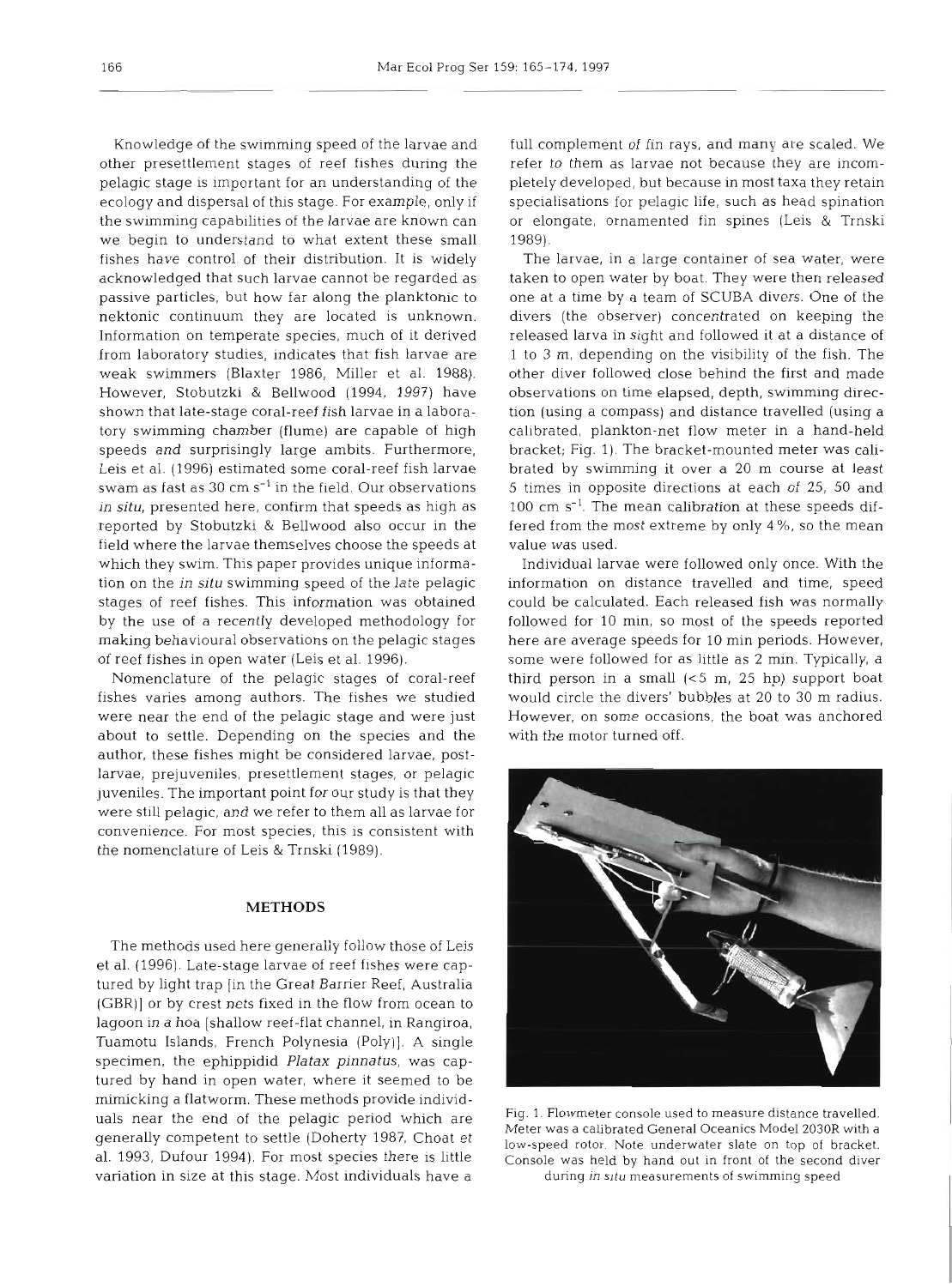Knowledge of the swimming speed of the larvae and other presettlement stages of reef fishes during the pelagic stage is important for an understanding of the ecology and dispersal of this stage. For example, only if the swimming capabilities of the larvae are known can we begin to understand to what extent these small fishes have control of their distribution. It is widely acknowledged that such larvae cannot be regarded as passive particles, but how far along the planktonic to nektonic continuum they are located is unknown. Information on temperate species, much of it derived from laboratory studies, indicates that fish larvae are weak swimmers (Blaxter 1986, Miller et al. 1988). However, Stobutzki & Bellwood (1994, 1997) have shown that late-stage coral-reef fish larvae in a laboratory swimming chamber (flume) are capable of high speeds and surprisingly large ambits. Furthermore, Leis et al. (1996) estimated some coral-reef fish larvae swam as fast as 30 cm $s^{-1}$ in the field. Our observations *in situ*, presented here, confirm that speeds as high as reported by Stobutzki & Bellwood also occur in the field where the larvae themselves choose the speeds at which they swim. This paper provides unique information on the *in situ* swimming speed of the late pelagic stages of reef fishes. This information was obtained by the use of a recently developed methodology for making behavioural observations on the pelagic stages of reef fishes in open water (Leis et al. 1996).

Nomenclature of the pelagic stages of coral-reef fishes varies among authors. The fishes we studied were near the end of the pelagic stage and were just about to settle. Depending on the species and the author, these fishes might be considered larvae, postlarvae, prejuveniles, presettlement stages, or pelagic juveniles. The important point for our study is that they were still pelagic, and we refer to them all as larvae for convenience. For most species, this is consistent with the nomenclature of Leis & Trnski (1989).

## METHODS

The methods used here generally follow those of Leis et al. (1996). Late-stage larvae of reef fishes were captured by light trap [in the Great Barrier Reef, Australia (GBR)] or by crest nets fixed in the flow from ocean to lagoon in a hoa [shallow reef-flat channel, in Rangiroa, Tuamotu Islands, French Polynesia (Poly)]. A single specimen, the ephippidid *Platax pinnatus*, was captured by hand in open water, where it seemed to be mimicking a flatworm. These methods provide individuals near the end of the pelagic period which are generally competent to settle (Doherty 1987, Choat et al. 1993, Dufour 1994). For most species there is little variation in size at this stage. Most individuals have a full complement of fin rays, and many are scaled. We refer to them as larvae not because they are incompletely developed, but because in most taxa they retain specialisations for pelagic life, such as head spination or elongate, ornamented fin spines (Leis & Trnski 1989).

The larvae, in a large container of sea water, were taken to open water by boat. They were then released one at a time by a team of SCUBA divers. One of the divers (the observer) concentrated on keeping the released larva in sight and followed it at a distance of 1 to 3 m, depending on the visibility of the fish. The other diver followed close behind the first and made observations on time elapsed, depth, swimming direction (using a compass) and distance travelled (using a calibrated, plankton-net flow meter in a hand-held bracket; Fig. 1). The bracket-mounted meter was calibrated by swimming it over a 20 m course at least 5 times in opposite directions at each of 25, 50 and 100 cm $s^{-1}$. The mean calibration at these speeds differed from the most extreme by only 4%, so the mean value was used.

Individual larvae were followed only once. With the information on distance travelled and time, speed could be calculated. Each released fish was normally followed for 10 min, so most of the speeds reported here are average speeds for 10 min periods. However, some were followed for as little as 2 min. Typically, a third person in a small (<5 m, 25 hp) support boat would circle the divers' bubbles at 20 to 30 m radius. However, on some occasions, the boat was anchored with the motor turned off.

Fig. 1. Flowmeter console used to measure distance travelled. Meter was a calibrated General Oceanics Model 2030R with a low-speed rotor. Note underwater slate on top of bracket. Console was held by hand out in front of the second diver during *in situ* measurements of swimming speed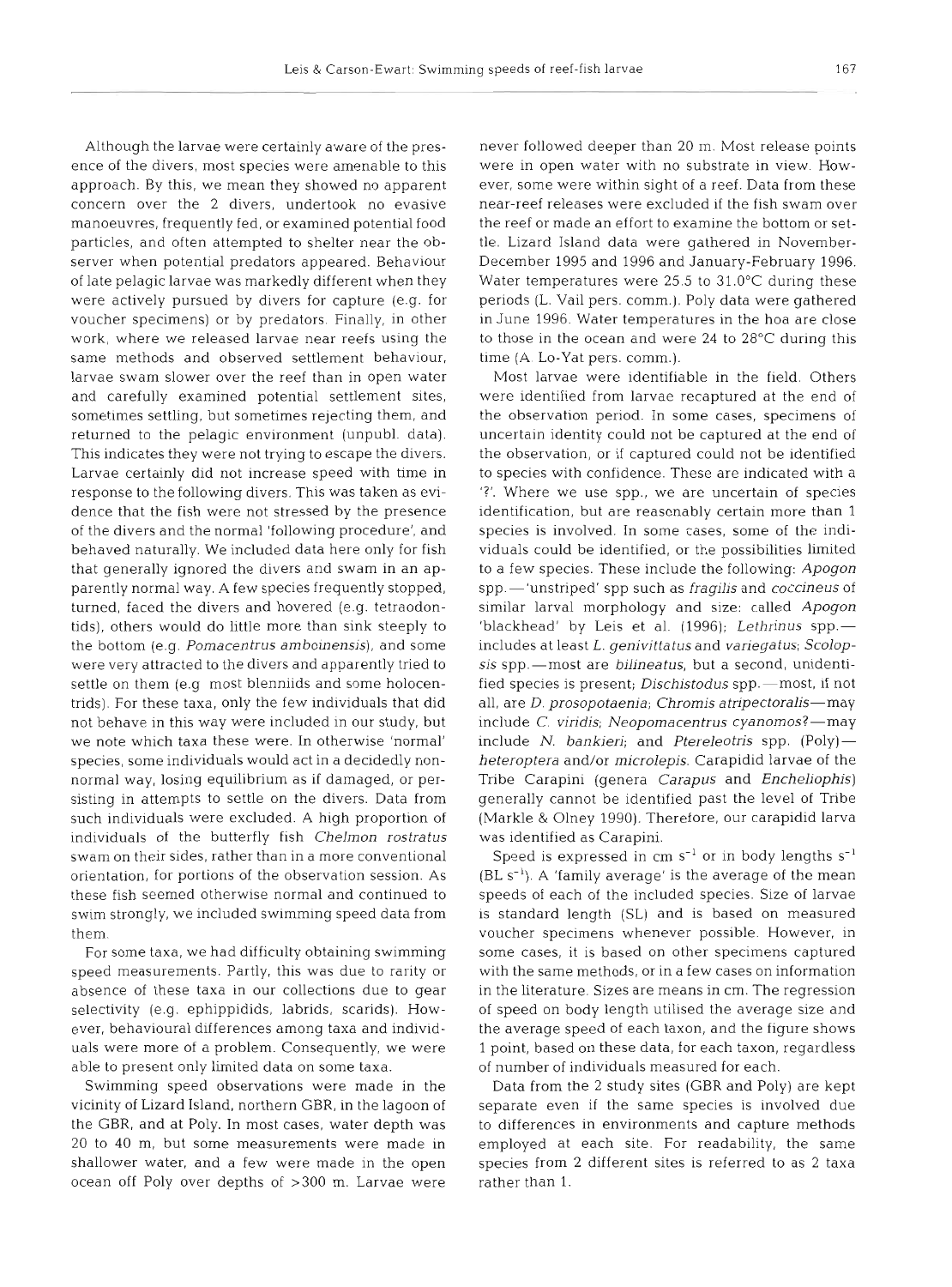Although the larvae were certainly aware of the presence of the divers, most species were amenable to this approach. By this, we mean they showed no apparent concern over the 2 divers, undertook no evasive manoeuvres, frequently fed, or examined potential food particles, and often attempted to shelter near the observer when potential predators appeared. Behaviour of late pelagic larvae was markedly different when they were actively pursued by divers for capture (e.g. for voucher specimens) or by predators. Finally, in other work, where we released larvae near reefs using the same methods and observed settlement behaviour, larvae swam slower over the reef than in open water and carefully examined potential settlement sites, sometimes settling, but sometimes rejecting them, and returned to the pelagic environment (unpubl. data). This indicates they were not trying to escape the divers. Larvae certainly did not increase speed with time in response to the following divers. This was taken as evidence that the fish were not stressed by the presence of the divers and the normal 'following procedure', and behaved naturally. We included data here only for fish that generally ignored the divers and swam in an apparently normal way. A few species frequently stopped, turned, faced the divers and hovered (e.g. tetraodontids), others would do little more than sink steeply to the bottom (e.g. *Pomacentrus amboinensis*), and some were very attracted to the divers and apparently tried to settle on them (e.g most blenniids and some holocentrids). For these taxa, only the few individuals that did not behave in this way were included in our study, but we note which taxa these were. In otherwise 'normal' species, some individuals would act in a decidedly non-normal way, losing equilibrium as if damaged, or persisting in attempts to settle on the divers. Data from such individuals were excluded. A high proportion of individuals of the butterfly fish *Chelmon rostratus* swam on their sides, rather than in a more conventional orientation, for portions of the observation session. As these fish seemed otherwise normal and continued to swim strongly, we included swimming speed data from them.

For some taxa, we had difficulty obtaining swimming speed measurements. Partly, this was due to rarity or absence of these taxa in our collections due to gear selectivity (e.g. ephippidids, labrids, scarids). However, behavioural differences among taxa and individuals were more of a problem. Consequently, we were able to present only limited data on some taxa.

Swimming speed observations were made in the vicinity of Lizard Island, northern GBR, in the lagoon of the GBR, and at Poly. In most cases, water depth was 20 to 40 m, but some measurements were made in shallower water, and a few were made in the open ocean off Poly over depths of >300 m. Larvae were never followed deeper than 20 m. Most release points were in open water with no substrate in view. However, some were within sight of a reef. Data from these near-reef releases were excluded if the fish swam over the reef or made an effort to examine the bottom or settle. Lizard Island data were gathered in November-December 1995 and 1996 and January-February 1996. Water temperatures were 25.5 to 31.0°C during these periods (L. Vail pers. comm.). Poly data were gathered in June 1996. Water temperatures in the hoa are close to those in the ocean and were 24 to 28°C during this time (A. Lo-Yat pers. comm.).

Most larvae were identifiable in the field. Others were identified from larvae recaptured at the end of the observation period. In some cases, specimens of uncertain identity could not be captured at the end of the observation, or if captured could not be identified to species with confidence. These are indicated with a '?'. Where we use spp., we are uncertain of species identification, but are reasonably certain more than 1 species is involved. In some cases, some of the individuals could be identified, or the possibilities limited to a few species. These include the following: *Apogon* spp.—'unstriped' spp such as *fragilis* and *coccineus* of similar larval morphology and size: called *Apogon* 'blackhead' by Leis et al. (1996); *Lethrinus* spp.—includes at least *L. genivittatus* and *variegatus*; *Scolopsis* spp.—most are *bilineatus*, but a second, unidentified species is present; *Dischistodus* spp.—most, if not all, are *D. prosopotaenia*; *Chromis atripectoralis*—may include *C. viridis*; *Neopomacentrus cyanomos*?—may include *N. bankieri*; and *Ptereleotris* spp. (Poly)—*heteroptera* and/or *microlepis*. Carapidid larvae of the Tribe Carapini (genera *Carapus* and *Encheliophis*) generally cannot be identified past the level of Tribe (Markle & Olney 1990). Therefore, our carapidid larva was identified as Carapini.

Speed is expressed in cm $s^{-1}$ or in body lengths $s^{-1}$ (BL $s^{-1}$). A 'family average' is the average of the mean speeds of each of the included species. Size of larvae is standard length (SL) and is based on measured voucher specimens whenever possible. However, in some cases, it is based on other specimens captured with the same methods, or in a few cases on information in the literature. Sizes are means in cm. The regression of speed on body length utilised the average size and the average speed of each taxon, and the figure shows 1 point, based on these data, for each taxon, regardless of number of individuals measured for each.

Data from the 2 study sites (GBR and Poly) are kept separate even if the same species is involved due to differences in environments and capture methods employed at each site. For readability, the same species from 2 different sites is referred to as 2 taxa rather than 1.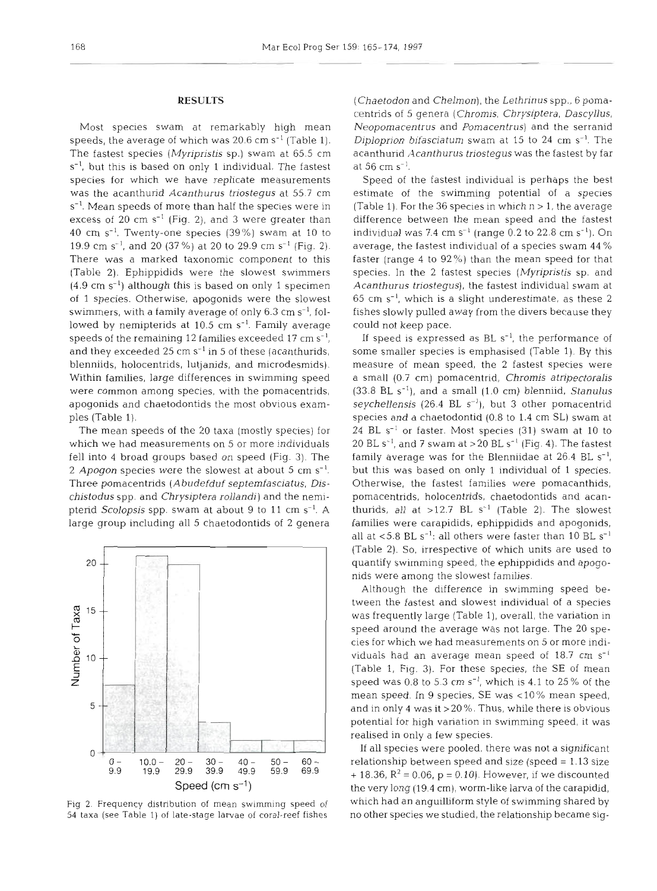## RESULTS

Most species swam at remarkably high mean speeds, the average of which was 20.6 cm $s^{-1}$ (Table 1). The fastest species (*Myripristis* sp.) swam at 65.5 cm $s^{-1}$, but this is based on only 1 individual. The fastest species for which we have replicate measurements was the acanthurid *Acanthurus triostegus* at 55.7 cm $s^{-1}$. Mean speeds of more than half the species were in excess of 20 cm $s^{-1}$ (Fig. 2), and 3 were greater than 40 cm $s^{-1}$. Twenty-one species (39%) swam at 10 to 19.9 cm $s^{-1}$, and 20 (37%) at 20 to 29.9 cm $s^{-1}$ (Fig. 2). There was a marked taxonomic component to this (Table 2). Ephippidids were the slowest swimmers (4.9 cm $s^{-1}$) although this is based on only 1 specimen of 1 species. Otherwise, apogonids were the slowest swimmers, with a family average of only 6.3 cm $s^{-1}$, followed by nemipterids at 10.5 cm $s^{-1}$. Family average speeds of the remaining 12 families exceeded 17 cm $s^{-1}$, and they exceeded 25 cm $s^{-1}$ in 5 of these (acanthurids, blenniids, holocentrids, lutjanids, and microdesmids). Within families, large differences in swimming speed were common among species, with the pomacentrids, apogonids and chaetodontids the most obvious examples (Table 1).

The mean speeds of the 20 taxa (mostly species) for which we had measurements on 5 or more individuals fell into 4 broad groups based on speed (Fig. 3). The 2 *Apogon* species were the slowest at about 5 cm $s^{-1}$. Three pomacentrids (*Abudefduf septemfasciatus*, *Dischistodus* spp. and *Chrysiptera rollandi*) and the nemipterid *Scolopsis* spp. swam at about 9 to 11 cm $s^{-1}$. A large group including all 5 chaetodontids of 2 genera (*Chaetodon* and *Chelmon*), the *Lethrinus* spp., 6 pomacentrids of 5 genera (*Chromis*, *Chrysiptera*, *Dascyllus*, *Neopomacentrus* and *Pomacentrus*) and the serranid *Diploprion bifasciatum* swam at 15 to 24 cm $s^{-1}$. The acanthurid *Acanthurus triostegus* was the fastest by far at 56 cm $s^{-1}$.

Fig. 2. Frequency distribution of mean swimming speed of 54 taxa (see Table 1) of late-stage larvae of coral-reef fishes

Speed of the fastest individual is perhaps the best estimate of the swimming potential of a species (Table 1). For the 36 species in which n > 1, the average difference between the mean speed and the fastest individual was 7.4 cm $s^{-1}$ (range 0.2 to 22.8 cm $s^{-1}$). On average, the fastest individual of a species swam 44% faster (range 4 to 92%) than the mean speed for that species. In the 2 fastest species (*Myripristis* sp. and *Acanthurus triostegus*), the fastest individual swam at 65 cm $s^{-1}$, which is a slight underestimate, as these 2 fishes slowly pulled away from the divers because they could not keep pace.

If speed is expressed as BL $s^{-1}$, the performance of some smaller species is emphasised (Table 1). By this measure of mean speed, the 2 fastest species were a small (0.7 cm) pomacentrid, *Chromis atripectoralis* (33.8 BL $s^{-1}$), and a small (1.0 cm) blenniid, *Stanulus seychellensis* (26.4 BL $s^{-1}$), but 3 other pomacentrid species and a chaetodontid (0.8 to 1.4 cm SL) swam at 24 BL $s^{-1}$ or faster. Most species (31) swam at 10 to 20 BL $s^{-1}$, and 7 swam at >20 BL $s^{-1}$ (Fig. 4). The fastest family average was for the Blenniidae at 26.4 BL $s^{-1}$, but this was based on only 1 individual of 1 species. Otherwise, the fastest families were pomacanthids, pomacentrids, holocentrids, chaetodontids and acanthurids, all at >12.7 BL $s^{-1}$ (Table 2). The slowest families were carapidids, ephippidids and apogonids, all at <5.8 BL $s^{-1}$; all others were faster than 10 BL $s^{-1}$ (Table 2). So, irrespective of which units are used to quantify swimming speed, the ephippidids and apogonids were among the slowest families.

Although the difference in swimming speed between the fastest and slowest individual of a species was frequently large (Table 1), overall, the variation in speed around the average was not large. The 20 species for which we had measurements on 5 or more individuals had an average mean speed of 18.7 cm $s^{-1}$ (Table 1, Fig. 3). For these species, the SE of mean speed was 0.8 to 5.3 cm $s^{-1}$, which is 4.1 to 25% of the mean speed. In 9 species, SE was <10% mean speed, and in only 4 was it >20%. Thus, while there is obvious potential for high variation in swimming speed, it was realised in only a few species.

If all species were pooled, there was not a significant relationship between speed and size (speed = 1.13 size + 18.36, $R^2 = 0.06$, $p = 0.10$). However, if we discounted the very long (19.4 cm), worm-like larva of the carapidid, which had an anguilliform style of swimming shared by no other species we studied, the relationship became sig-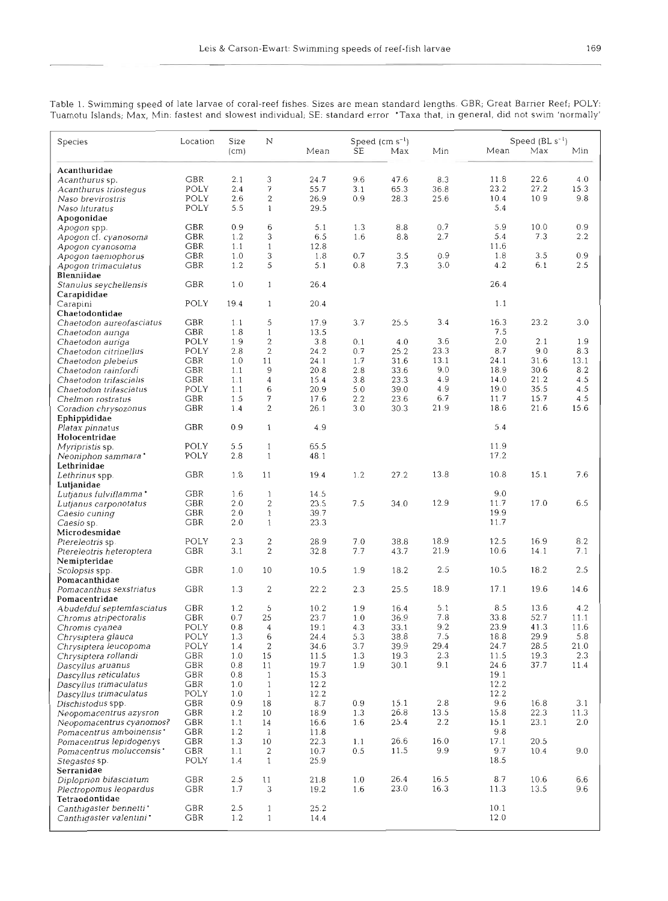Table 1. Swimming speed of late larvae of coral-reef fishes. Sizes are mean standard lengths. GBR; Great Barrier Reef; POLY: Tuamotu Islands; Max, Min: fastest and slowest individual; SE: standard error. *Taxa that, in general, did not swim 'normally'

| Species | Location | Size (cm) | N | Speed ($cm\ s^{-1}$) | | | | Speed ($BL\ s^{-1}$) | | |
|---|---|---|---|---|---|---|---|---|---|---|
| | | | | Mean | SE | Max | Min | Mean | Max | Min |
| **Acanthuridae** | | | | | | | | | | |
| *Acanthurus* sp. | GBR | 2.1 | 3 | 24.7 | 9.6 | 47.6 | 8.3 | 11.8 | 22.6 | 4.0 |
| *Acanthurus triostegus* | POLY | 2.4 | 7 | 55.7 | 3.1 | 65.3 | 36.8 | 23.2 | 27.2 | 15.3 |
| *Naso brevirostris* | POLY | 2.6 | 2 | 26.9 | 0.9 | 28.3 | 25.6 | 10.4 | 10.9 | 9.8 |
| *Naso lituratus* | POLY | 5.5 | 1 | 29.5 | | | | 5.4 | | |
| **Apogonidae** | | | | | | | | | | |
| *Apogon* spp. | GBR | 0.9 | 6 | 5.1 | 1.3 | 8.8 | 0.7 | 5.9 | 10.0 | 0.9 |
| *Apogon* cf. *cyanosoma* | GBR | 1.2 | 3 | 6.5 | 1.6 | 8.8 | 2.7 | 5.4 | 7.3 | 2.2 |
| *Apogon cyanosoma* | GBR | 1.1 | 1 | 12.8 | | | | 11.6 | | |
| *Apogon taeniophorus* | GBR | 1.0 | 3 | 1.8 | 0.7 | 3.5 | 0.9 | 1.8 | 3.5 | 0.9 |
| *Apogon trimaculatus* | GBR | 1.2 | 5 | 5.1 | 0.8 | 7.3 | 3.0 | 4.2 | 6.1 | 2.5 |
| **Blenniidae** | | | | | | | | | | |
| *Stanulus seychellensis* | GBR | 1.0 | 1 | 26.4 | | | | 26.4 | | |
| **Carapididae** | | | | | | | | | | |
| Carapini | POLY | 19.4 | 1 | 20.4 | | | | 1.1 | | |
| **Chaetodontidae** | | | | | | | | | | |
| *Chaetodon aureofasciatus* | GBR | 1.1 | 5 | 17.9 | 3.7 | 25.5 | 3.4 | 16.3 | 23.2 | 3.0 |
| *Chaetodon auriga* | GBR | 1.8 | 1 | 13.5 | | | | 7.5 | | |
| *Chaetodon auriga* | POLY | 1.9 | 2 | 3.8 | 0.1 | 4.0 | 3.6 | 2.0 | 2.1 | 1.9 |
| *Chaetodon citrinellus* | POLY | 2.8 | 2 | 24.2 | 0.7 | 25.2 | 23.3 | 8.7 | 9.0 | 8.3 |
| *Chaetodon plebeius* | GBR | 1.0 | 11 | 24.1 | 1.7 | 31.6 | 13.1 | 24.1 | 31.6 | 13.1 |
| *Chaetodon rainfordi* | GBR | 1.1 | 9 | 20.8 | 2.8 | 33.6 | 9.0 | 18.9 | 30.6 | 8.2 |
| *Chaetodon trifascialis* | GBR | 1.1 | 4 | 15.4 | 3.8 | 23.3 | 4.9 | 14.0 | 21.2 | 4.5 |
| *Chaetodon trifasciatus* | POLY | 1.1 | 6 | 20.9 | 5.0 | 39.0 | 4.9 | 19.0 | 35.5 | 4.5 |
| *Chelmon rostratus* | GBR | 1.5 | 7 | 17.6 | 2.2 | 23.6 | 6.7 | 11.7 | 15.7 | 4.5 |
| *Coradion chrysozonus* | GBR | 1.4 | 2 | 26.1 | 3.0 | 30.3 | 21.9 | 18.6 | 21.6 | 15.6 |
| **Ephippididae** | | | | | | | | | | |
| *Platax pinnatus* | GBR | 0.9 | 1 | 4.9 | | | | 5.4 | | |
| **Holocentridae** | | | | | | | | | | |
| *Myripristis* sp. | POLY | 5.5 | 1 | 65.5 | | | | 11.9 | | |
| *Neoniphon sammara** | POLY | 2.8 | 1 | 48.1 | | | | 17.2 | | |
| **Lethrinidae** | | | | | | | | | | |
| *Lethrinus* spp. | GBR | 1.8 | 11 | 19.4 | 1.2 | 27.2 | 13.8 | 10.8 | 15.1 | 7.6 |
| **Lutjanidae** | | | | | | | | | | |
| *Lutjanus fulviflamma** | GBR | 1.6 | 1 | 14.5 | | | | 9.0 | | |
| *Lutjanus carponotatus* | GBR | 2.0 | 2 | 23.5 | 7.5 | 34.0 | 12.9 | 11.7 | 17.0 | 6.5 |
| *Caesio cuning* | GBR | 2.0 | 1 | 39.7 | | | | 19.9 | | |
| *Caesio* sp. | GBR | 2.0 | 1 | 23.3 | | | | 11.7 | | |
| **Microdesmidae** | | | | | | | | | | |
| *Ptereleotris* sp. | POLY | 2.3 | 2 | 28.9 | 7.0 | 38.8 | 18.9 | 12.5 | 16.9 | 8.2 |
| *Ptereleotris heteroptera* | GBR | 3.1 | 2 | 32.8 | 7.7 | 43.7 | 21.9 | 10.6 | 14.1 | 7.1 |
| **Nemipteridae** | | | | | | | | | | |
| *Scolopsis* spp. | GBR | 1.0 | 10 | 10.5 | 1.9 | 18.2 | 2.5 | 10.5 | 18.2 | 2.5 |
| **Pomacanthidae** | | | | | | | | | | |
| *Pomacanthus sexstriatus* | GBR | 1.3 | 2 | 22.2 | 2.3 | 25.5 | 18.9 | 17.1 | 19.6 | 14.6 |
| **Pomacentridae** | | | | | | | | | | |
| *Abudefduf septemfasciatus* | GBR | 1.2 | 5 | 10.2 | 1.9 | 16.4 | 5.1 | 8.5 | 13.6 | 4.2 |
| *Chromis atripectoralis* | GBR | 0.7 | 25 | 23.7 | 1.0 | 36.9 | 7.8 | 33.8 | 52.7 | 11.1 |
| *Chromis cyanea* | POLY | 0.8 | 4 | 19.1 | 4.3 | 33.1 | 9.2 | 23.9 | 41.3 | 11.6 |
| *Chrysiptera glauca* | POLY | 1.3 | 6 | 24.4 | 5.3 | 38.8 | 7.5 | 18.8 | 29.9 | 5.8 |
| *Chrysiptera leucopoma* | POLY | 1.4 | 2 | 34.6 | 3.7 | 39.9 | 29.4 | 24.7 | 28.5 | 21.0 |
| *Chrysiptera rollandi* | GBR | 1.0 | 15 | 11.5 | 1.3 | 19.3 | 2.3 | 11.5 | 19.3 | 2.3 |
| *Dascyllus aruanus* | GBR | 0.8 | 11 | 19.7 | 1.9 | 30.1 | 9.1 | 24.6 | 37.7 | 11.4 |
| *Dascyllus reticulatus* | GBR | 0.8 | 1 | 15.3 | | | | 19.1 | | |
| *Dascyllus trimaculatus* | GBR | 1.0 | 1 | 12.2 | | | | 12.2 | | |
| *Dascyllus trimaculatus* | POLY | 1.0 | 1 | 12.2 | | | | 12.2 | | |
| *Dischistodus* spp. | GBR | 0.9 | 18 | 8.7 | 0.9 | 15.1 | 2.8 | 9.6 | 16.8 | 3.1 |
| *Neopomacentrus azysron* | GBR | 1.2 | 10 | 18.9 | 1.3 | 26.8 | 13.5 | 15.8 | 22.3 | 11.3 |
| *Neopomacentrus cyanomos?* | GBR | 1.1 | 14 | 16.6 | 1.6 | 25.4 | 2.2 | 15.1 | 23.1 | 2.0 |
| *Pomacentrus amboinensis** | GBR | 1.2 | 1 | 11.8 | | | | 9.8 | | |
| *Pomacentrus lepidogenys* | GBR | 1.3 | 10 | 22.3 | 1.1 | 26.6 | 16.0 | 17.1 | 20.5 | |
| *Pomacentrus moluccensis** | GBR | 1.1 | 2 | 10.7 | 0.5 | 11.5 | 9.9 | 9.7 | 10.4 | 9.0 |
| *Stegastes* sp. | POLY | 1.4 | 1 | 25.9 | | | | 18.5 | | |
| **Serranidae** | | | | | | | | | | |
| *Diploprion bifasciatum* | GBR | 2.5 | 11 | 21.8 | 1.0 | 26.4 | 16.5 | 8.7 | 10.6 | 6.6 |
| *Plectropomus leopardus* | GBR | 1.7 | 3 | 19.2 | 1.6 | 23.0 | 16.3 | 11.3 | 13.5 | 9.6 |
| **Tetraodontidae** | | | | | | | | | | |
| *Canthigaster bennetti** | GBR | 2.5 | 1 | 25.2 | | | | 10.1 | | |
| *Canthigaster valentini** | GBR | 1.2 | 1 | 14.4 | | | | 12.0 | | |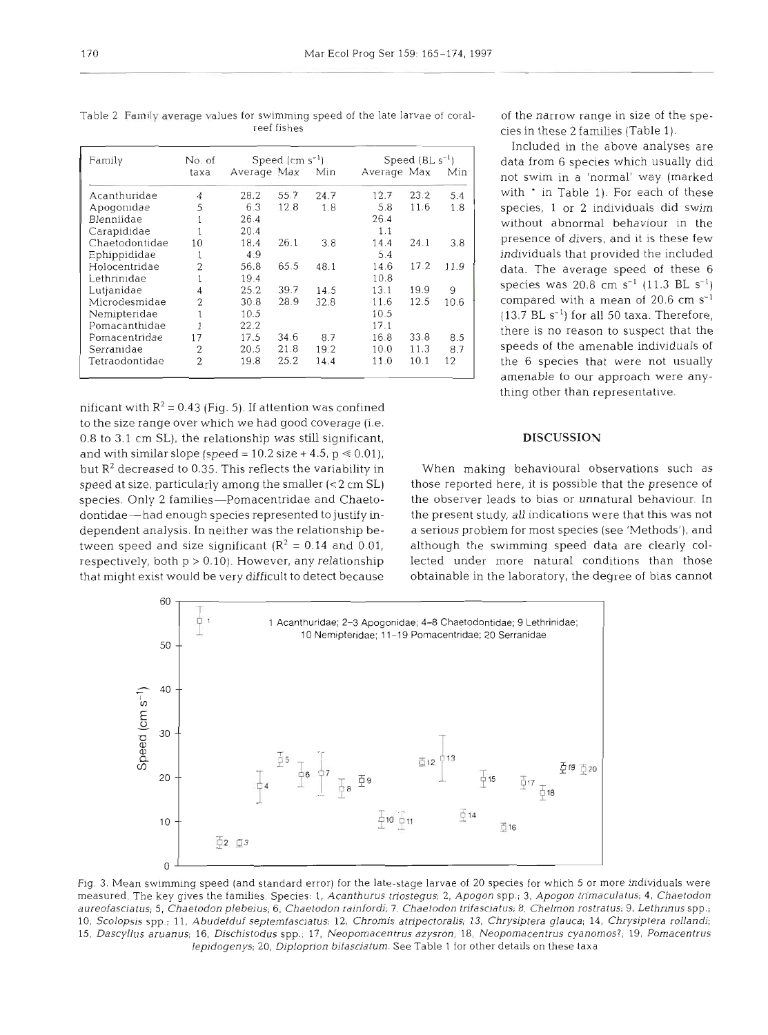Table 2. Family average values for swimming speed of the late larvae of coral-reef fishes

| Family | No. of taxa | Speed ($cm\ s^{-1}$) Average | Max | Min | Speed ($BL\ s^{-1}$) Average | Max | Min |
|---|---|---|---|---|---|---|---|
| Acanthuridae | 4 | 28.2 | 55.7 | 24.7 | 12.7 | 23.2 | 5.4 |
| Apogonidae | 5 | 6.3 | 12.8 | 1.8 | 5.8 | 11.6 | 1.8 |
| Blenniidae | 1 | 26.4 | | | 26.4 | | |
| Carapididae | 1 | 20.4 | | | 1.1 | | |
| Chaetodontidae | 10 | 18.4 | 26.1 | 3.8 | 14.4 | 24.1 | 3.8 |
| Ephippididae | 1 | 4.9 | | | 5.4 | | |
| Holocentridae | 2 | 56.8 | 65.5 | 48.1 | 14.6 | 17.2 | 11.9 |
| Lethrinidae | 1 | 19.4 | | | 10.8 | | |
| Lutjanidae | 4 | 25.2 | 39.7 | 14.5 | 13.1 | 19.9 | 9 |
| Microdesmidae | 2 | 30.8 | 28.9 | 32.8 | 11.6 | 12.5 | 10.6 |
| Nemipteridae | 1 | 10.5 | | | 10.5 | | |
| Pomacanthidae | 1 | 22.2 | | | 17.1 | | |
| Pomacentridae | 17 | 17.5 | 34.6 | 8.7 | 16.8 | 33.8 | 8.5 |
| Serranidae | 2 | 20.5 | 21.8 | 19.2 | 10.0 | 11.3 | 8.7 |
| Tetraodontidae | 2 | 19.8 | 25.2 | 14.4 | 11.0 | 10.1 | 12 |

nificant with $R^2 = 0.43$ (Fig. 5). If attention was confined to the size range over which we had good coverage (i.e. 0.8 to 3.1 cm SL), the relationship was still significant, and with similar slope (speed = 10.2 size + 4.5, $p \ll 0.01$), but $R^2$ decreased to 0.35. This reflects the variability in speed at size, particularly among the smaller (<2 cm SL) species. Only 2 families—Pomacentridae and Chaetodontidae—had enough species represented to justify independent analysis. In neither was the relationship between speed and size significant ($R^2 = 0.14$ and 0.01, respectively, both $p > 0.10$). However, any relationship that might exist would be very difficult to detect because of the narrow range in size of the species in these 2 families (Table 1).

Included in the above analyses are data from 6 species which usually did not swim in a 'normal' way (marked with * in Table 1). For each of these species, 1 or 2 individuals did swim without abnormal behaviour in the presence of divers, and it is these few individuals that provided the included data. The average speed of these 6 species was 20.8 $cm\ s^{-1}$ (11.3 $BL\ s^{-1}$) compared with a mean of 20.6 $cm\ s^{-1}$ (13.7 $BL\ s^{-1}$) for all 50 taxa. Therefore, there is no reason to suspect that the speeds of the amenable individuals of the 6 species that were not usually amenable to our approach were anything other than representative.

## DISCUSSION

When making behavioural observations such as those reported here, it is possible that the presence of the observer leads to bias or unnatural behaviour. In the present study, all indications were that this was not a serious problem for most species (see 'Methods'), and although the swimming speed data are clearly collected under more natural conditions than those obtainable in the laboratory, the degree of bias cannot

Fig. 3. Mean swimming speed (and standard error) for the late-stage larvae of 20 species for which 5 or more individuals were measured. The key gives the families. Species: 1, *Acanthurus triostegus*; 2, *Apogon* spp.; 3, *Apogon trimaculatus*; 4, *Chaetodon aureofasciatus*; 5, *Chaetodon plebeius*; 6, *Chaetodon rainfordi*; 7, *Chaetodon trifasciatus*; 8, *Chelmon rostratus*; 9, *Lethrinus* spp.; 10, *Scolopsis* spp.; 11, *Abudefduf septemfasciatus*; 12, *Chromis atripectoralis*; 13, *Chrysiptera glauca*; 14, *Chrysiptera rollandi*; 15, *Dascyllus aruanus*; 16, *Dischistodus* spp.; 17, *Neopomacentrus azysron*; 18, *Neopomacentrus cyanomos*?; 19, *Pomacentrus lepidogenys*; 20, *Diploprion bifasciatum*. See Table 1 for other details on these taxa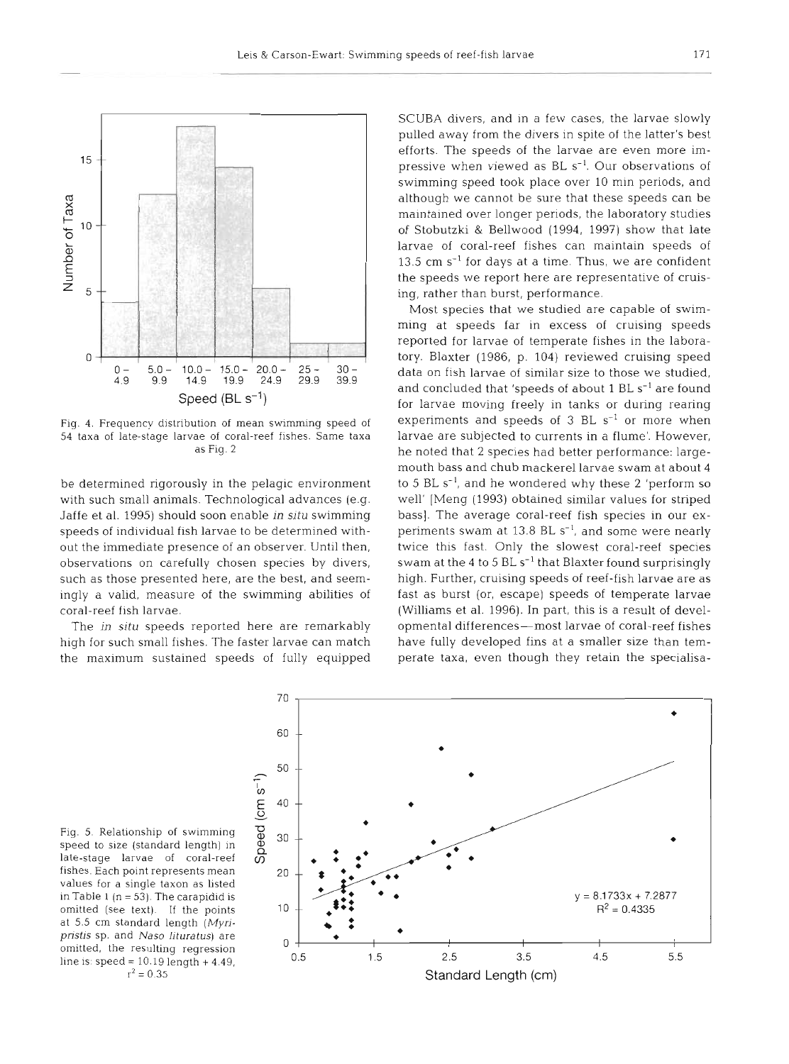Fig. 4. Frequency distribution of mean swimming speed of 54 taxa of late-stage larvae of coral-reef fishes. Same taxa as Fig. 2

be determined rigorously in the pelagic environment with such small animals. Technological advances (e.g. Jaffe et al. 1995) should soon enable *in situ* swimming speeds of individual fish larvae to be determined without the immediate presence of an observer. Until then, observations on carefully chosen species by divers, such as those presented here, are the best, and seemingly a valid, measure of the swimming abilities of coral-reef fish larvae.

The *in situ* speeds reported here are remarkably high for such small fishes. The faster larvae can match the maximum sustained speeds of fully equipped SCUBA divers, and in a few cases, the larvae slowly pulled away from the divers in spite of the latter's best efforts. The speeds of the larvae are even more impressive when viewed as BL $s^{-1}$. Our observations of swimming speed took place over 10 min periods, and although we cannot be sure that these speeds can be maintained over longer periods, the laboratory studies of Stobutzki & Bellwood (1994, 1997) show that late larvae of coral-reef fishes can maintain speeds of 13.5 cm $s^{-1}$ for days at a time. Thus, we are confident the speeds we report here are representative of cruising, rather than burst, performance.

Most species that we studied are capable of swimming at speeds far in excess of cruising speeds reported for larvae of temperate fishes in the laboratory. Blaxter (1986, p. 104) reviewed cruising speed data on fish larvae of similar size to those we studied, and concluded that 'speeds of about 1 BL $s^{-1}$ are found for larvae moving freely in tanks or during rearing experiments and speeds of 3 BL $s^{-1}$ or more when larvae are subjected to currents in a flume'. However, he noted that 2 species had better performance: large-mouth bass and chub mackerel larvae swam at about 4 to 5 BL $s^{-1}$, and he wondered why these 2 'perform so well' [Meng (1993) obtained similar values for striped bass]. The average coral-reef fish species in our experiments swam at 13.8 BL $s^{-1}$, and some were nearly twice this fast. Only the slowest coral-reef species swam at the 4 to 5 BL $s^{-1}$ that Blaxter found surprisingly high. Further, cruising speeds of reef-fish larvae are as fast as burst (or, escape) speeds of temperate larvae (Williams et al. 1996). In part, this is a result of developmental differences—most larvae of coral-reef fishes have fully developed fins at a smaller size than temperate taxa, even though they retain the specialisa-

Fig. 5. Relationship of swimming speed to size (standard length) in late-stage larvae of coral-reef fishes. Each point represents mean values for a single taxon as listed in Table 1 (n = 53). The carapidid is omitted (see text). If the points at 5.5 cm standard length (*Myripristis* sp. and *Naso lituratus*) are omitted, the resulting regression line is: speed = 10.19 length + 4.49, $r^2 = 0.35$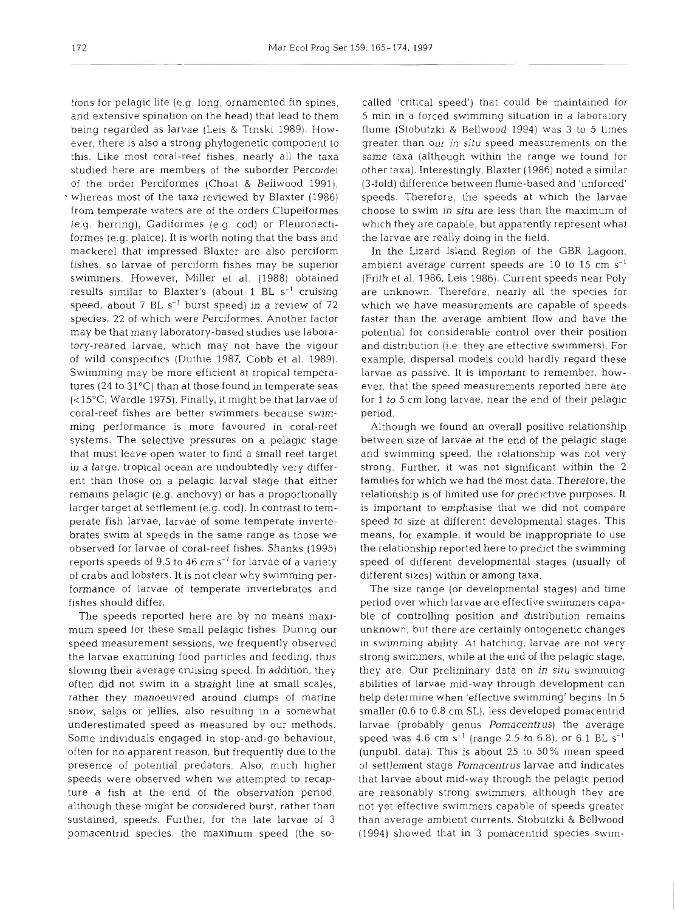tions for pelagic life (e.g. long, ornamented fin spines, and extensive spination on the head) that lead to them being regarded as larvae (Leis & Trnski 1989). However, there is also a strong phylogenetic component to this. Like most coral-reef fishes, nearly all the taxa studied here are members of the suborder Percoidei of the order Perciformes (Choat & Bellwood 1991), whereas most of the taxa reviewed by Blaxter (1986) from temperate waters are of the orders Clupeiformes (e.g. herring), Gadiformes (e.g. cod) or Pleuronectiformes (e.g. plaice). It is worth noting that the bass and mackerel that impressed Blaxter are also perciform fishes, so larvae of perciform fishes may be superior swimmers. However, Miller et al. (1988) obtained results similar to Blaxter's (about 1 BL $s^{-1}$ cruising speed, about 7 BL $s^{-1}$ burst speed) in a review of 72 species, 22 of which were Perciformes. Another factor may be that many laboratory-based studies use laboratory-reared larvae, which may not have the vigour of wild conspecifics (Duthie 1987, Cobb et al. 1989). Swimming may be more efficient at tropical temperatures (24 to 31°C) than at those found in temperate seas (<15°C; Wardle 1975). Finally, it might be that larvae of coral-reef fishes are better swimmers because swimming performance is more favoured in coral-reef systems. The selective pressures on a pelagic stage that must leave open water to find a small reef target in a large, tropical ocean are undoubtedly very different than those on a pelagic larval stage that either remains pelagic (e.g. anchovy) or has a proportionally larger target at settlement (e.g. cod). In contrast to temperate fish larvae, larvae of some temperate invertebrates swim at speeds in the same range as those we observed for larvae of coral-reef fishes. Shanks (1995) reports speeds of 9.5 to 46 cm $s^{-1}$ for larvae of a variety of crabs and lobsters. It is not clear why swimming performance of larvae of temperate invertebrates and fishes should differ.

The speeds reported here are by no means maximum speed for these small pelagic fishes. During our speed measurement sessions, we frequently observed the larvae examining food particles and feeding, thus slowing their average cruising speed. In addition, they often did not swim in a straight line at small scales, rather they manoeuvred around clumps of marine snow, salps or jellies, also resulting in a somewhat underestimated speed as measured by our methods. Some individuals engaged in stop-and-go behaviour, often for no apparent reason, but frequently due to the presence of potential predators. Also, much higher speeds were observed when we attempted to recapture a fish at the end of the observation period, although these might be considered burst, rather than sustained, speeds. Further, for the late larvae of 3 pomacentrid species, the maximum speed (the so-called 'critical speed') that could be maintained for 5 min in a forced swimming situation in a laboratory flume (Stobutzki & Bellwood 1994) was 3 to 5 times greater than our *in situ* speed measurements on the same taxa (although within the range we found for other taxa). Interestingly, Blaxter (1986) noted a similar (3-fold) difference between flume-based and 'unforced' speeds. Therefore, the speeds at which the larvae choose to swim *in situ* are less than the maximum of which they are capable, but apparently represent what the larvae are really doing in the field.

In the Lizard Island Region of the GBR Lagoon, ambient average current speeds are 10 to 15 cm $s^{-1}$ (Frith et al. 1986, Leis 1986). Current speeds near Poly are unknown. Therefore, nearly all the species for which we have measurements are capable of speeds faster than the average ambient flow and have the potential for considerable control over their position and distribution (i.e. they are effective swimmers). For example, dispersal models could hardly regard these larvae as passive. It is important to remember, however, that the speed measurements reported here are for 1 to 5 cm long larvae, near the end of their pelagic period.

Although we found an overall positive relationship between size of larvae at the end of the pelagic stage and swimming speed, the relationship was not very strong. Further, it was not significant within the 2 families for which we had the most data. Therefore, the relationship is of limited use for predictive purposes. It is important to emphasise that we did not compare speed to size at different developmental stages. This means, for example, it would be inappropriate to use the relationship reported here to predict the swimming speed of different developmental stages (usually of different sizes) within or among taxa.

The size range (or developmental stages) and time period over which larvae are effective swimmers capable of controlling position and distribution remains unknown, but there are certainly ontogenetic changes in swimming ability. At hatching, larvae are not very strong swimmers, while at the end of the pelagic stage, they are. Our preliminary data on *in situ* swimming abilities of larvae mid-way through development can help determine when 'effective swimming' begins. In 5 smaller (0.6 to 0.8 cm SL), less developed pomacentrid larvae (probably genus *Pomacentrus*) the average speed was 4.6 cm $s^{-1}$ (range 2.5 to 6.8), or 6.1 BL $s^{-1}$ (unpubl. data). This is about 25 to 50% mean speed of settlement stage *Pomacentrus* larvae and indicates that larvae about mid-way through the pelagic period are reasonably strong swimmers, although they are not yet effective swimmers capable of speeds greater than average ambient currents. Stobutzki & Bellwood (1994) showed that in 3 pomacentrid species swim-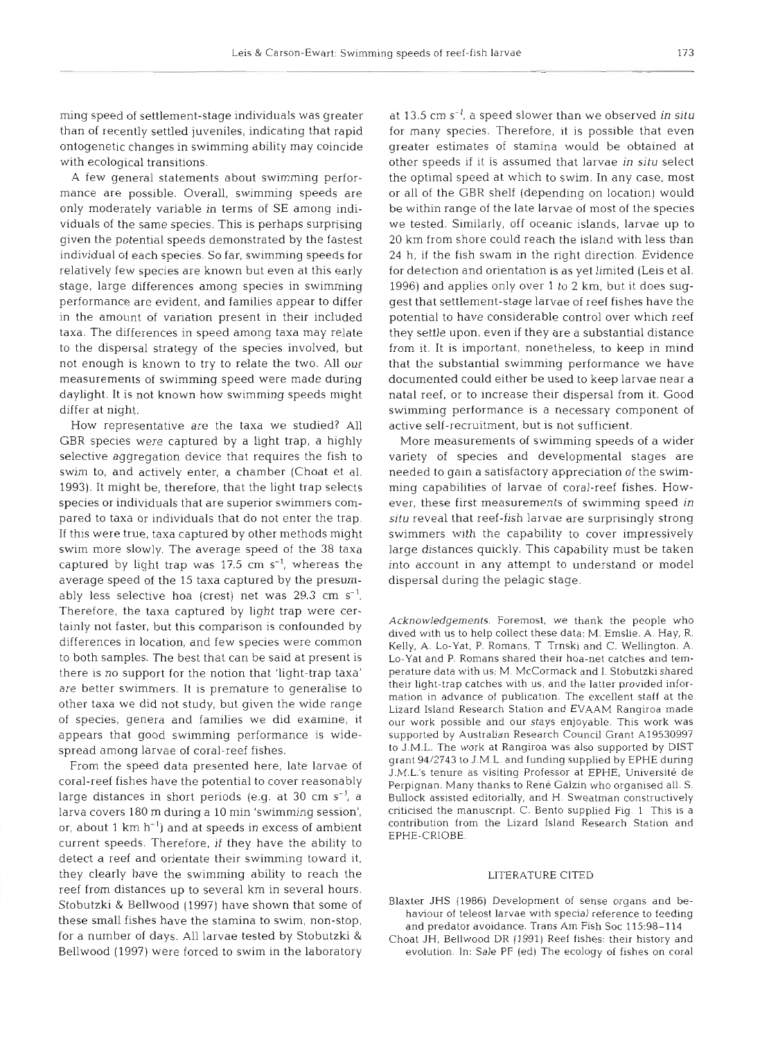ming speed of settlement-stage individuals was greater than of recently settled juveniles, indicating that rapid ontogenetic changes in swimming ability may coincide with ecological transitions.

A few general statements about swimming performance are possible. Overall, swimming speeds are only moderately variable in terms of SE among individuals of the same species. This is perhaps surprising given the potential speeds demonstrated by the fastest individual of each species. So far, swimming speeds for relatively few species are known but even at this early stage, large differences among species in swimming performance are evident, and families appear to differ in the amount of variation present in their included taxa. The differences in speed among taxa may relate to the dispersal strategy of the species involved, but not enough is known to try to relate the two. All our measurements of swimming speed were made during daylight. It is not known how swimming speeds might differ at night.

How representative are the taxa we studied? All GBR species were captured by a light trap, a highly selective aggregation device that requires the fish to swim to, and actively enter, a chamber (Choat et al. 1993). It might be, therefore, that the light trap selects species or individuals that are superior swimmers compared to taxa or individuals that do not enter the trap. If this were true, taxa captured by other methods might swim more slowly. The average speed of the 38 taxa captured by light trap was 17.5 cm $s^{-1}$, whereas the average speed of the 15 taxa captured by the presumably less selective hoa (crest) net was 29.3 cm $s^{-1}$. Therefore, the taxa captured by light trap were certainly not faster, but this comparison is confounded by differences in location, and few species were common to both samples. The best that can be said at present is there is no support for the notion that 'light-trap taxa' are better swimmers. It is premature to generalise to other taxa we did not study, but given the wide range of species, genera and families we did examine, it appears that good swimming performance is widespread among larvae of coral-reef fishes.

From the speed data presented here, late larvae of coral-reef fishes have the potential to cover reasonably large distances in short periods (e.g. at 30 cm $s^{-1}$, a larva covers 180 m during a 10 min 'swimming session', or, about 1 km $h^{-1}$) and at speeds in excess of ambient current speeds. Therefore, if they have the ability to detect a reef and orientate their swimming toward it, they clearly have the swimming ability to reach the reef from distances up to several km in several hours. Stobutzki & Bellwood (1997) have shown that some of these small fishes have the stamina to swim, non-stop, for a number of days. All larvae tested by Stobutzki & Bellwood (1997) were forced to swim in the laboratory at 13.5 cm $s^{-1}$, a speed slower than we observed *in situ* for many species. Therefore, it is possible that even greater estimates of stamina would be obtained at other speeds if it is assumed that larvae *in situ* select the optimal speed at which to swim. In any case, most or all of the GBR shelf (depending on location) would be within range of the late larvae of most of the species we tested. Similarly, off oceanic islands, larvae up to 20 km from shore could reach the island with less than 24 h, if the fish swam in the right direction. Evidence for detection and orientation is as yet limited (Leis et al. 1996) and applies only over 1 to 2 km, but it does suggest that settlement-stage larvae of reef fishes have the potential to have considerable control over which reef they settle upon, even if they are a substantial distance from it. It is important, nonetheless, to keep in mind that the substantial swimming performance we have documented could either be used to keep larvae near a natal reef, or to increase their dispersal from it. Good swimming performance is a necessary component of active self-recruitment, but is not sufficient.

More measurements of swimming speeds of a wider variety of species and developmental stages are needed to gain a satisfactory appreciation of the swimming capabilities of larvae of coral-reef fishes. However, these first measurements of swimming speed *in situ* reveal that reef-fish larvae are surprisingly strong swimmers with the capability to cover impressively large distances quickly. This capability must be taken into account in any attempt to understand or model dispersal during the pelagic stage.

*Acknowledgements.* Foremost, we thank the people who dived with us to help collect these data: M. Emslie, A. Hay, R. Kelly, A. Lo-Yat, P. Romans, T. Trnski and C. Wellington. A. Lo-Yat and P. Romans shared their hoa-net catches and temperature data with us; M. McCormack and I. Stobutzki shared their light-trap catches with us, and the latter provided information in advance of publication. The excellent staff at the Lizard Island Research Station and EVAAM Rangiroa made our work possible and our stays enjoyable. This work was supported by Australian Research Council Grant A19530997 to J.M.L. The work at Rangiroa was also supported by DIST grant 94/2743 to J.M.L. and funding supplied by EPHE during J.M.L.'s tenure as visiting Professor at EPHE, Université de Perpignan. Many thanks to René Galzin who organised all. S. Bullock assisted editorially, and H. Sweatman constructively criticised the manuscript. C. Bento supplied Fig. 1. This is a contribution from the Lizard Island Research Station and EPHE-CRIOBE.

## LITERATURE CITED

Blaxter JHS (1986) Development of sense organs and behaviour of teleost larvae with special reference to feeding and predator avoidance. Trans Am Fish Soc 115:98–114

Choat JH, Bellwood DR (1991) Reef fishes: their history and evolution. In: Sale PF (ed) The ecology of fishes on coral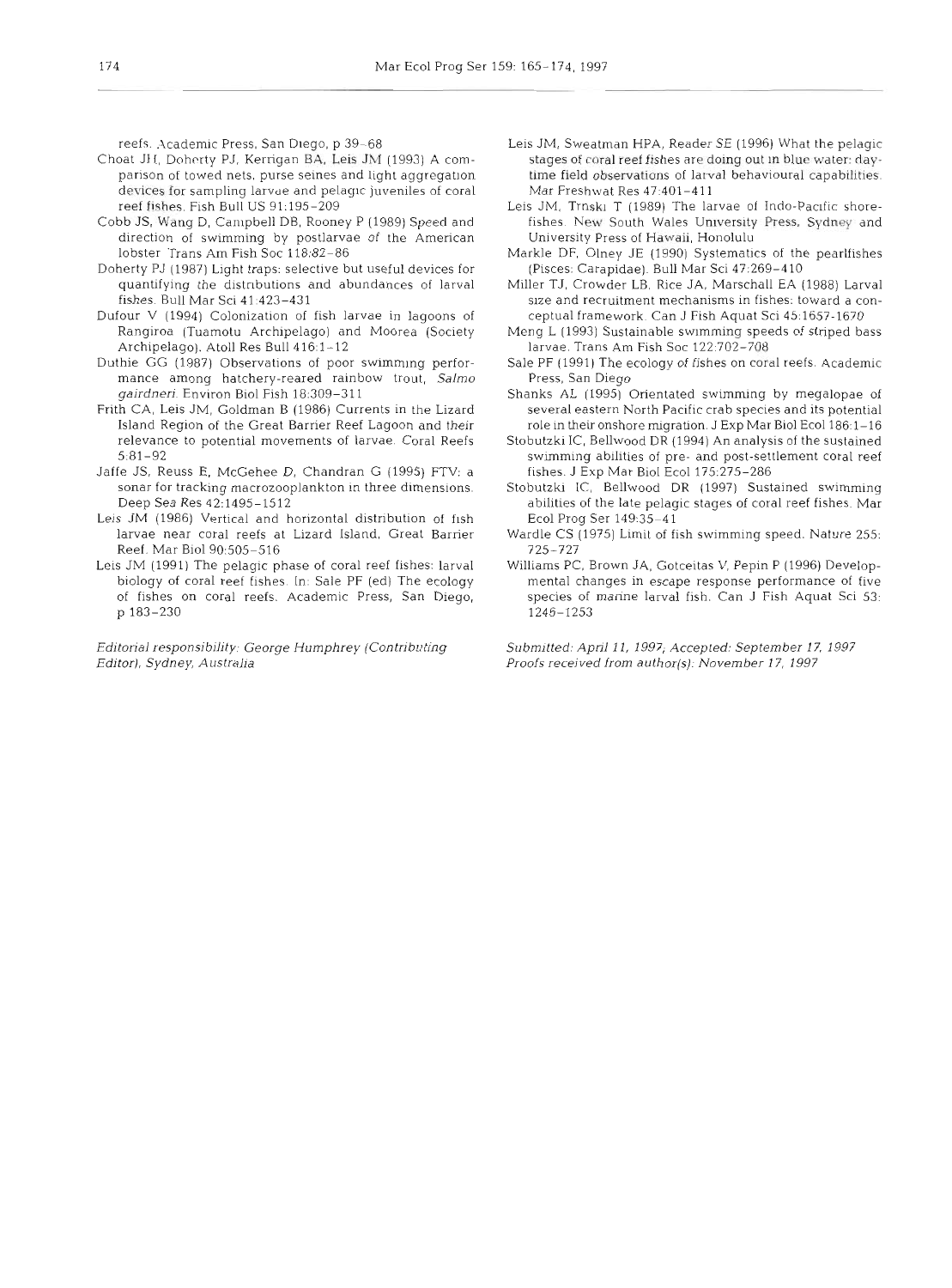reefs. Academic Press, San Diego, p 39–68

Choat JH, Doherty PJ, Kerrigan BA, Leis JM (1993) A comparison of towed nets, purse seines and light aggregation devices for sampling larvae and pelagic juveniles of coral reef fishes. Fish Bull US 91:195–209

Cobb JS, Wang D, Campbell DB, Rooney P (1989) Speed and direction of swimming by postlarvae of the American lobster. Trans Am Fish Soc 118:82–86

Doherty PJ (1987) Light traps: selective but useful devices for quantifying the distributions and abundances of larval fishes. Bull Mar Sci 41:423–431

Dufour V (1994) Colonization of fish larvae in lagoons of Rangiroa (Tuamotu Archipelago) and Moorea (Society Archipelago). Atoll Res Bull 416:1–12

Duthie GG (1987) Observations of poor swimming performance among hatchery-reared rainbow trout, *Salmo gairdneri*. Environ Biol Fish 18:309–311

Frith CA, Leis JM, Goldman B (1986) Currents in the Lizard Island Region of the Great Barrier Reef Lagoon and their relevance to potential movements of larvae. Coral Reefs 5:81–92

Jaffe JS, Reuss E, McGehee D, Chandran G (1995) FTV: a sonar for tracking macrozooplankton in three dimensions. Deep Sea Res 42:1495–1512

Leis JM (1986) Vertical and horizontal distribution of fish larvae near coral reefs at Lizard Island, Great Barrier Reef. Mar Biol 90:505–516

Leis JM (1991) The pelagic phase of coral reef fishes: larval biology of coral reef fishes. In: Sale PF (ed) The ecology of fishes on coral reefs. Academic Press, San Diego, p 183–230

Leis JM, Sweatman HPA, Reader SE (1996) What the pelagic stages of coral reef fishes are doing out in blue water: daytime field observations of larval behavioural capabilities. Mar Freshwat Res 47:401–411

Leis JM, Trnski T (1989) The larvae of Indo-Pacific shorefishes. New South Wales University Press, Sydney and University Press of Hawaii, Honolulu

Markle DF, Olney JE (1990) Systematics of the pearlfishes (Pisces: Carapidae). Bull Mar Sci 47:269–410

Miller TJ, Crowder LB, Rice JA, Marschall EA (1988) Larval size and recruitment mechanisms in fishes: toward a conceptual framework. Can J Fish Aquat Sci 45:1657-1670

Meng L (1993) Sustainable swimming speeds of striped bass larvae. Trans Am Fish Soc 122:702–708

Sale PF (1991) The ecology of fishes on coral reefs. Academic Press, San Diego

Shanks AL (1995) Orientated swimming by megalopae of several eastern North Pacific crab species and its potential role in their onshore migration. J Exp Mar Biol Ecol 186:1–16

Stobutzki IC, Bellwood DR (1994) An analysis of the sustained swimming abilities of pre- and post-settlement coral reef fishes. J Exp Mar Biol Ecol 175:275–286

Stobutzki IC, Bellwood DR (1997) Sustained swimming abilities of the late pelagic stages of coral reef fishes. Mar Ecol Prog Ser 149:35–41

Wardle CS (1975) Limit of fish swimming speed. Nature 255: 725–727

Williams PC, Brown JA, Gotceitas V, Pepin P (1996) Developmental changes in escape response performance of five species of marine larval fish. Can J Fish Aquat Sci 53: 1246–1253

*Editorial responsibility: George Humphrey (Contributing Editor), Sydney, Australia*

*Submitted: April 11, 1997; Accepted: September 17, 1997*
*Proofs received from author(s): November 17, 1997*